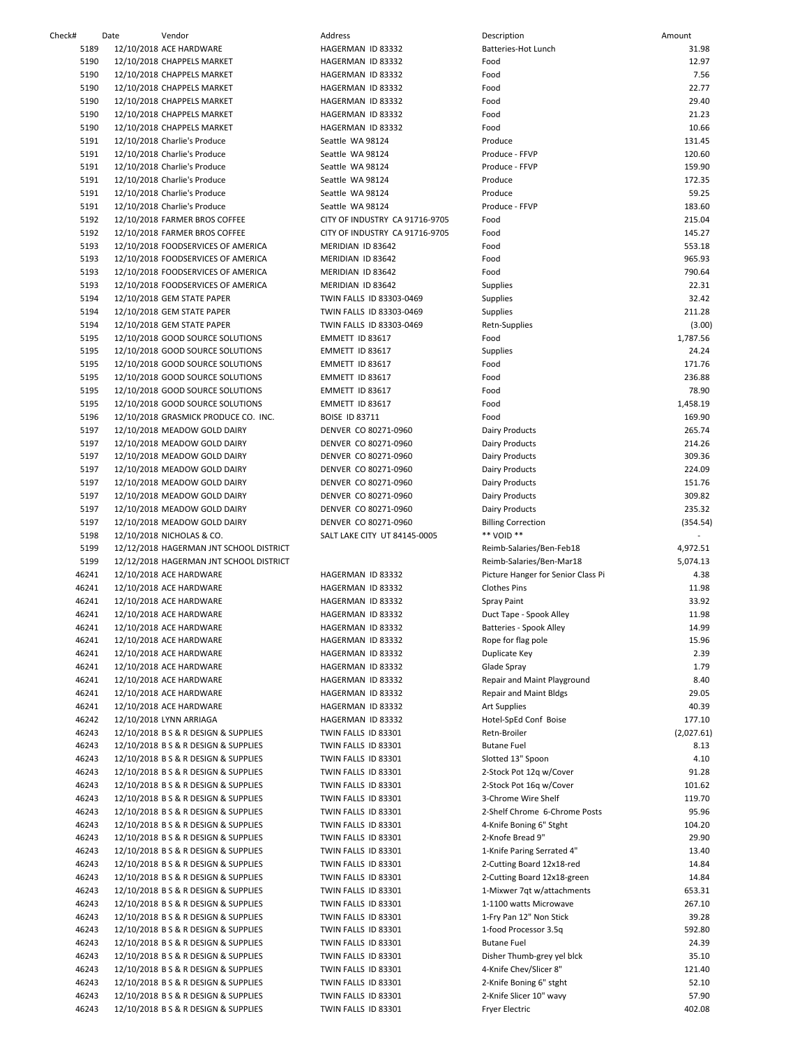| Check# | Date | Vendor | Address | Description | Amount |
|---|---|---|---|---|---|
| 5189 | 12/10/2018 | ACE HARDWARE | HAGERMAN ID 83332 | Batteries-Hot Lunch | 31.98 |
| 5190 | 12/10/2018 | CHAPPELS MARKET | HAGERMAN ID 83332 | Food | 12.97 |
| 5190 | 12/10/2018 | CHAPPELS MARKET | HAGERMAN ID 83332 | Food | 7.56 |
| 5190 | 12/10/2018 | CHAPPELS MARKET | HAGERMAN ID 83332 | Food | 22.77 |
| 5190 | 12/10/2018 | CHAPPELS MARKET | HAGERMAN ID 83332 | Food | 29.40 |
| 5190 | 12/10/2018 | CHAPPELS MARKET | HAGERMAN ID 83332 | Food | 21.23 |
| 5190 | 12/10/2018 | CHAPPELS MARKET | HAGERMAN ID 83332 | Food | 10.66 |
| 5191 | 12/10/2018 | Charlie's Produce | Seattle WA 98124 | Produce | 131.45 |
| 5191 | 12/10/2018 | Charlie's Produce | Seattle WA 98124 | Produce - FFVP | 120.60 |
| 5191 | 12/10/2018 | Charlie's Produce | Seattle WA 98124 | Produce - FFVP | 159.90 |
| 5191 | 12/10/2018 | Charlie's Produce | Seattle WA 98124 | Produce | 172.35 |
| 5191 | 12/10/2018 | Charlie's Produce | Seattle WA 98124 | Produce | 59.25 |
| 5191 | 12/10/2018 | Charlie's Produce | Seattle WA 98124 | Produce - FFVP | 183.60 |
| 5192 | 12/10/2018 | FARMER BROS COFFEE | CITY OF INDUSTRY CA 91716-9705 | Food | 215.04 |
| 5192 | 12/10/2018 | FARMER BROS COFFEE | CITY OF INDUSTRY CA 91716-9705 | Food | 145.27 |
| 5193 | 12/10/2018 | FOODSERVICES OF AMERICA | MERIDIAN ID 83642 | Food | 553.18 |
| 5193 | 12/10/2018 | FOODSERVICES OF AMERICA | MERIDIAN ID 83642 | Food | 965.93 |
| 5193 | 12/10/2018 | FOODSERVICES OF AMERICA | MERIDIAN ID 83642 | Food | 790.64 |
| 5193 | 12/10/2018 | FOODSERVICES OF AMERICA | MERIDIAN ID 83642 | Supplies | 22.31 |
| 5194 | 12/10/2018 | GEM STATE PAPER | TWIN FALLS ID 83303-0469 | Supplies | 32.42 |
| 5194 | 12/10/2018 | GEM STATE PAPER | TWIN FALLS ID 83303-0469 | Supplies | 211.28 |
| 5194 | 12/10/2018 | GEM STATE PAPER | TWIN FALLS ID 83303-0469 | Retn-Supplies | (3.00) |
| 5195 | 12/10/2018 | GOOD SOURCE SOLUTIONS | EMMETT ID 83617 | Food | 1,787.56 |
| 5195 | 12/10/2018 | GOOD SOURCE SOLUTIONS | EMMETT ID 83617 | Supplies | 24.24 |
| 5195 | 12/10/2018 | GOOD SOURCE SOLUTIONS | EMMETT ID 83617 | Food | 171.76 |
| 5195 | 12/10/2018 | GOOD SOURCE SOLUTIONS | EMMETT ID 83617 | Food | 236.88 |
| 5195 | 12/10/2018 | GOOD SOURCE SOLUTIONS | EMMETT ID 83617 | Food | 78.90 |
| 5195 | 12/10/2018 | GOOD SOURCE SOLUTIONS | EMMETT ID 83617 | Food | 1,458.19 |
| 5196 | 12/10/2018 | GRASMICK PRODUCE CO. INC. | BOISE ID 83711 | Food | 169.90 |
| 5197 | 12/10/2018 | MEADOW GOLD DAIRY | DENVER CO 80271-0960 | Dairy Products | 265.74 |
| 5197 | 12/10/2018 | MEADOW GOLD DAIRY | DENVER CO 80271-0960 | Dairy Products | 214.26 |
| 5197 | 12/10/2018 | MEADOW GOLD DAIRY | DENVER CO 80271-0960 | Dairy Products | 309.36 |
| 5197 | 12/10/2018 | MEADOW GOLD DAIRY | DENVER CO 80271-0960 | Dairy Products | 224.09 |
| 5197 | 12/10/2018 | MEADOW GOLD DAIRY | DENVER CO 80271-0960 | Dairy Products | 151.76 |
| 5197 | 12/10/2018 | MEADOW GOLD DAIRY | DENVER CO 80271-0960 | Dairy Products | 309.82 |
| 5197 | 12/10/2018 | MEADOW GOLD DAIRY | DENVER CO 80271-0960 | Dairy Products | 235.32 |
| 5197 | 12/10/2018 | MEADOW GOLD DAIRY | DENVER CO 80271-0960 | Billing Correction | (354.54) |
| 5198 | 12/10/2018 | NICHOLAS & CO. | SALT LAKE CITY UT 84145-0005 | ** VOID ** | - |
| 5199 | 12/12/2018 | HAGERMAN JNT SCHOOL DISTRICT | | Reimb-Salaries/Ben-Feb18 | 4,972.51 |
| 5199 | 12/12/2018 | HAGERMAN JNT SCHOOL DISTRICT | | Reimb-Salaries/Ben-Mar18 | 5,074.13 |
| 46241 | 12/10/2018 | ACE HARDWARE | HAGERMAN ID 83332 | Picture Hanger for Senior Class Pi | 4.38 |
| 46241 | 12/10/2018 | ACE HARDWARE | HAGERMAN ID 83332 | Clothes Pins | 11.98 |
| 46241 | 12/10/2018 | ACE HARDWARE | HAGERMAN ID 83332 | Spray Paint | 33.92 |
| 46241 | 12/10/2018 | ACE HARDWARE | HAGERMAN ID 83332 | Duct Tape - Spook Alley | 11.98 |
| 46241 | 12/10/2018 | ACE HARDWARE | HAGERMAN ID 83332 | Batteries - Spook Alley | 14.99 |
| 46241 | 12/10/2018 | ACE HARDWARE | HAGERMAN ID 83332 | Rope for flag pole | 15.96 |
| 46241 | 12/10/2018 | ACE HARDWARE | HAGERMAN ID 83332 | Duplicate Key | 2.39 |
| 46241 | 12/10/2018 | ACE HARDWARE | HAGERMAN ID 83332 | Glade Spray | 1.79 |
| 46241 | 12/10/2018 | ACE HARDWARE | HAGERMAN ID 83332 | Repair and Maint Playground | 8.40 |
| 46241 | 12/10/2018 | ACE HARDWARE | HAGERMAN ID 83332 | Repair and Maint Bldgs | 29.05 |
| 46241 | 12/10/2018 | ACE HARDWARE | HAGERMAN ID 83332 | Art Supplies | 40.39 |
| 46242 | 12/10/2018 | LYNN ARRIAGA | HAGERMAN ID 83332 | Hotel-SpEd Conf Boise | 177.10 |
| 46243 | 12/10/2018 | B S & R DESIGN & SUPPLIES | TWIN FALLS ID 83301 | Retn-Broiler | (2,027.61) |
| 46243 | 12/10/2018 | B S & R DESIGN & SUPPLIES | TWIN FALLS ID 83301 | Butane Fuel | 8.13 |
| 46243 | 12/10/2018 | B S & R DESIGN & SUPPLIES | TWIN FALLS ID 83301 | Slotted 13" Spoon | 4.10 |
| 46243 | 12/10/2018 | B S & R DESIGN & SUPPLIES | TWIN FALLS ID 83301 | 2-Stock Pot 12q w/Cover | 91.28 |
| 46243 | 12/10/2018 | B S & R DESIGN & SUPPLIES | TWIN FALLS ID 83301 | 2-Stock Pot 16q w/Cover | 101.62 |
| 46243 | 12/10/2018 | B S & R DESIGN & SUPPLIES | TWIN FALLS ID 83301 | 3-Chrome Wire Shelf | 119.70 |
| 46243 | 12/10/2018 | B S & R DESIGN & SUPPLIES | TWIN FALLS ID 83301 | 2-Shelf Chrome 6-Chrome Posts | 95.96 |
| 46243 | 12/10/2018 | B S & R DESIGN & SUPPLIES | TWIN FALLS ID 83301 | 4-Knife Boning 6" Stght | 104.20 |
| 46243 | 12/10/2018 | B S & R DESIGN & SUPPLIES | TWIN FALLS ID 83301 | 2-Knofe Bread 9" | 29.90 |
| 46243 | 12/10/2018 | B S & R DESIGN & SUPPLIES | TWIN FALLS ID 83301 | 1-Knife Paring Serrated 4" | 13.40 |
| 46243 | 12/10/2018 | B S & R DESIGN & SUPPLIES | TWIN FALLS ID 83301 | 2-Cutting Board 12x18-red | 14.84 |
| 46243 | 12/10/2018 | B S & R DESIGN & SUPPLIES | TWIN FALLS ID 83301 | 2-Cutting Board 12x18-green | 14.84 |
| 46243 | 12/10/2018 | B S & R DESIGN & SUPPLIES | TWIN FALLS ID 83301 | 1-Mixwer 7qt w/attachments | 653.31 |
| 46243 | 12/10/2018 | B S & R DESIGN & SUPPLIES | TWIN FALLS ID 83301 | 1-1100 watts Microwave | 267.10 |
| 46243 | 12/10/2018 | B S & R DESIGN & SUPPLIES | TWIN FALLS ID 83301 | 1-Fry Pan 12" Non Stick | 39.28 |
| 46243 | 12/10/2018 | B S & R DESIGN & SUPPLIES | TWIN FALLS ID 83301 | 1-food Processor 3.5q | 592.80 |
| 46243 | 12/10/2018 | B S & R DESIGN & SUPPLIES | TWIN FALLS ID 83301 | Butane Fuel | 24.39 |
| 46243 | 12/10/2018 | B S & R DESIGN & SUPPLIES | TWIN FALLS ID 83301 | Disher Thumb-grey yel blck | 35.10 |
| 46243 | 12/10/2018 | B S & R DESIGN & SUPPLIES | TWIN FALLS ID 83301 | 4-Knife Chev/Slicer 8" | 121.40 |
| 46243 | 12/10/2018 | B S & R DESIGN & SUPPLIES | TWIN FALLS ID 83301 | 2-Knife Boning 6" stght | 52.10 |
| 46243 | 12/10/2018 | B S & R DESIGN & SUPPLIES | TWIN FALLS ID 83301 | 2-Knife Slicer 10" wavy | 57.90 |
| 46243 | 12/10/2018 | B S & R DESIGN & SUPPLIES | TWIN FALLS ID 83301 | Fryer Electric | 402.08 |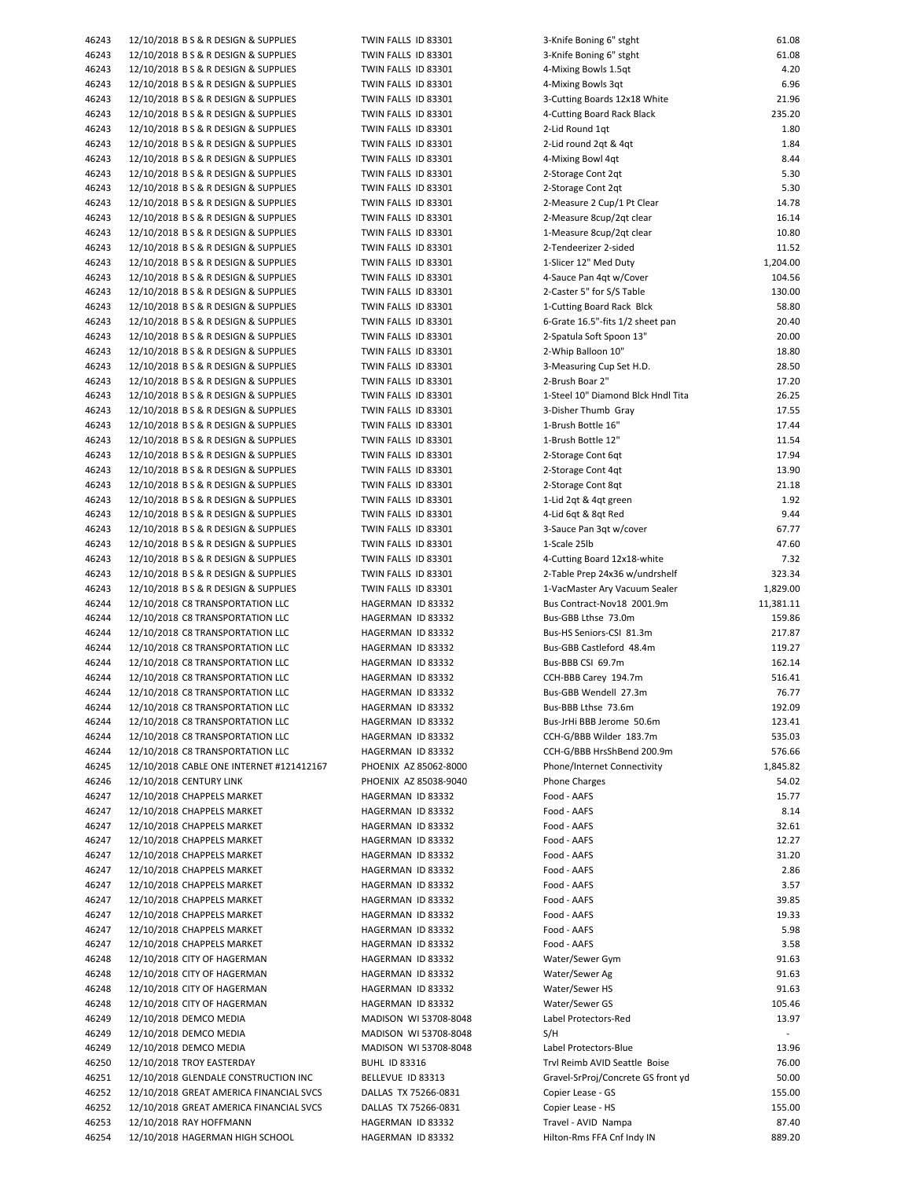| | | | | |
|---|---|---|---|---|
| 46243 | 12/10/2018 B S & R DESIGN & SUPPLIES | TWIN FALLS ID 83301 | 3-Knife Boning 6" stght | 61.08 |
| 46243 | 12/10/2018 B S & R DESIGN & SUPPLIES | TWIN FALLS ID 83301 | 3-Knife Boning 6" stght | 61.08 |
| 46243 | 12/10/2018 B S & R DESIGN & SUPPLIES | TWIN FALLS ID 83301 | 4-Mixing Bowls 1.5qt | 4.20 |
| 46243 | 12/10/2018 B S & R DESIGN & SUPPLIES | TWIN FALLS ID 83301 | 4-Mixing Bowls 3qt | 6.96 |
| 46243 | 12/10/2018 B S & R DESIGN & SUPPLIES | TWIN FALLS ID 83301 | 3-Cutting Boards 12x18 White | 21.96 |
| 46243 | 12/10/2018 B S & R DESIGN & SUPPLIES | TWIN FALLS ID 83301 | 4-Cutting Board Rack Black | 235.20 |
| 46243 | 12/10/2018 B S & R DESIGN & SUPPLIES | TWIN FALLS ID 83301 | 2-Lid Round 1qt | 1.80 |
| 46243 | 12/10/2018 B S & R DESIGN & SUPPLIES | TWIN FALLS ID 83301 | 2-Lid round 2qt & 4qt | 1.84 |
| 46243 | 12/10/2018 B S & R DESIGN & SUPPLIES | TWIN FALLS ID 83301 | 4-Mixing Bowl 4qt | 8.44 |
| 46243 | 12/10/2018 B S & R DESIGN & SUPPLIES | TWIN FALLS ID 83301 | 2-Storage Cont 2qt | 5.30 |
| 46243 | 12/10/2018 B S & R DESIGN & SUPPLIES | TWIN FALLS ID 83301 | 2-Storage Cont 2qt | 5.30 |
| 46243 | 12/10/2018 B S & R DESIGN & SUPPLIES | TWIN FALLS ID 83301 | 2-Measure 2 Cup/1 Pt Clear | 14.78 |
| 46243 | 12/10/2018 B S & R DESIGN & SUPPLIES | TWIN FALLS ID 83301 | 2-Measure 8cup/2qt clear | 16.14 |
| 46243 | 12/10/2018 B S & R DESIGN & SUPPLIES | TWIN FALLS ID 83301 | 1-Measure 8cup/2qt clear | 10.80 |
| 46243 | 12/10/2018 B S & R DESIGN & SUPPLIES | TWIN FALLS ID 83301 | 2-Tendeerizer 2-sided | 11.52 |
| 46243 | 12/10/2018 B S & R DESIGN & SUPPLIES | TWIN FALLS ID 83301 | 1-Slicer 12" Med Duty | 1,204.00 |
| 46243 | 12/10/2018 B S & R DESIGN & SUPPLIES | TWIN FALLS ID 83301 | 4-Sauce Pan 4qt w/Cover | 104.56 |
| 46243 | 12/10/2018 B S & R DESIGN & SUPPLIES | TWIN FALLS ID 83301 | 2-Caster 5" for S/S Table | 130.00 |
| 46243 | 12/10/2018 B S & R DESIGN & SUPPLIES | TWIN FALLS ID 83301 | 1-Cutting Board Rack Blck | 58.80 |
| 46243 | 12/10/2018 B S & R DESIGN & SUPPLIES | TWIN FALLS ID 83301 | 6-Grate 16.5"-fits 1/2 sheet pan | 20.40 |
| 46243 | 12/10/2018 B S & R DESIGN & SUPPLIES | TWIN FALLS ID 83301 | 2-Spatula Soft Spoon 13" | 20.00 |
| 46243 | 12/10/2018 B S & R DESIGN & SUPPLIES | TWIN FALLS ID 83301 | 2-Whip Balloon 10" | 18.80 |
| 46243 | 12/10/2018 B S & R DESIGN & SUPPLIES | TWIN FALLS ID 83301 | 3-Measuring Cup Set H.D. | 28.50 |
| 46243 | 12/10/2018 B S & R DESIGN & SUPPLIES | TWIN FALLS ID 83301 | 2-Brush Boar 2" | 17.20 |
| 46243 | 12/10/2018 B S & R DESIGN & SUPPLIES | TWIN FALLS ID 83301 | 1-Steel 10" Diamond Blck Hndl Tita | 26.25 |
| 46243 | 12/10/2018 B S & R DESIGN & SUPPLIES | TWIN FALLS ID 83301 | 3-Disher Thumb Gray | 17.55 |
| 46243 | 12/10/2018 B S & R DESIGN & SUPPLIES | TWIN FALLS ID 83301 | 1-Brush Bottle 16" | 17.44 |
| 46243 | 12/10/2018 B S & R DESIGN & SUPPLIES | TWIN FALLS ID 83301 | 1-Brush Bottle 12" | 11.54 |
| 46243 | 12/10/2018 B S & R DESIGN & SUPPLIES | TWIN FALLS ID 83301 | 2-Storage Cont 6qt | 17.94 |
| 46243 | 12/10/2018 B S & R DESIGN & SUPPLIES | TWIN FALLS ID 83301 | 2-Storage Cont 4qt | 13.90 |
| 46243 | 12/10/2018 B S & R DESIGN & SUPPLIES | TWIN FALLS ID 83301 | 2-Storage Cont 8qt | 21.18 |
| 46243 | 12/10/2018 B S & R DESIGN & SUPPLIES | TWIN FALLS ID 83301 | 1-Lid 2qt & 4qt green | 1.92 |
| 46243 | 12/10/2018 B S & R DESIGN & SUPPLIES | TWIN FALLS ID 83301 | 4-Lid 6qt & 8qt Red | 9.44 |
| 46243 | 12/10/2018 B S & R DESIGN & SUPPLIES | TWIN FALLS ID 83301 | 3-Sauce Pan 3qt w/cover | 67.77 |
| 46243 | 12/10/2018 B S & R DESIGN & SUPPLIES | TWIN FALLS ID 83301 | 1-Scale 25lb | 47.60 |
| 46243 | 12/10/2018 B S & R DESIGN & SUPPLIES | TWIN FALLS ID 83301 | 4-Cutting Board 12x18-white | 7.32 |
| 46243 | 12/10/2018 B S & R DESIGN & SUPPLIES | TWIN FALLS ID 83301 | 2-Table Prep 24x36 w/undrshelf | 323.34 |
| 46243 | 12/10/2018 B S & R DESIGN & SUPPLIES | TWIN FALLS ID 83301 | 1-VacMaster Ary Vacuum Sealer | 1,829.00 |
| 46244 | 12/10/2018 C8 TRANSPORTATION LLC | HAGERMAN ID 83332 | Bus Contract-Nov18 2001.9m | 11,381.11 |
| 46244 | 12/10/2018 C8 TRANSPORTATION LLC | HAGERMAN ID 83332 | Bus-GBB Lthse 73.0m | 159.86 |
| 46244 | 12/10/2018 C8 TRANSPORTATION LLC | HAGERMAN ID 83332 | Bus-HS Seniors-CSI 81.3m | 217.87 |
| 46244 | 12/10/2018 C8 TRANSPORTATION LLC | HAGERMAN ID 83332 | Bus-GBB Castleford 48.4m | 119.27 |
| 46244 | 12/10/2018 C8 TRANSPORTATION LLC | HAGERMAN ID 83332 | Bus-BBB CSI 69.7m | 162.14 |
| 46244 | 12/10/2018 C8 TRANSPORTATION LLC | HAGERMAN ID 83332 | CCH-BBB Carey 194.7m | 516.41 |
| 46244 | 12/10/2018 C8 TRANSPORTATION LLC | HAGERMAN ID 83332 | Bus-GBB Wendell 27.3m | 76.77 |
| 46244 | 12/10/2018 C8 TRANSPORTATION LLC | HAGERMAN ID 83332 | Bus-BBB Lthse 73.6m | 192.09 |
| 46244 | 12/10/2018 C8 TRANSPORTATION LLC | HAGERMAN ID 83332 | Bus-JrHi BBB Jerome 50.6m | 123.41 |
| 46244 | 12/10/2018 C8 TRANSPORTATION LLC | HAGERMAN ID 83332 | CCH-G/BBB Wilder 183.7m | 535.03 |
| 46244 | 12/10/2018 C8 TRANSPORTATION LLC | HAGERMAN ID 83332 | CCH-G/BBB HrsShBend 200.9m | 576.66 |
| 46245 | 12/10/2018 CABLE ONE INTERNET #121412167 | PHOENIX AZ 85062-8000 | Phone/Internet Connectivity | 1,845.82 |
| 46246 | 12/10/2018 CENTURY LINK | PHOENIX AZ 85038-9040 | Phone Charges | 54.02 |
| 46247 | 12/10/2018 CHAPPELS MARKET | HAGERMAN ID 83332 | Food - AAFS | 15.77 |
| 46247 | 12/10/2018 CHAPPELS MARKET | HAGERMAN ID 83332 | Food - AAFS | 8.14 |
| 46247 | 12/10/2018 CHAPPELS MARKET | HAGERMAN ID 83332 | Food - AAFS | 32.61 |
| 46247 | 12/10/2018 CHAPPELS MARKET | HAGERMAN ID 83332 | Food - AAFS | 12.27 |
| 46247 | 12/10/2018 CHAPPELS MARKET | HAGERMAN ID 83332 | Food - AAFS | 31.20 |
| 46247 | 12/10/2018 CHAPPELS MARKET | HAGERMAN ID 83332 | Food - AAFS | 2.86 |
| 46247 | 12/10/2018 CHAPPELS MARKET | HAGERMAN ID 83332 | Food - AAFS | 3.57 |
| 46247 | 12/10/2018 CHAPPELS MARKET | HAGERMAN ID 83332 | Food - AAFS | 39.85 |
| 46247 | 12/10/2018 CHAPPELS MARKET | HAGERMAN ID 83332 | Food - AAFS | 19.33 |
| 46247 | 12/10/2018 CHAPPELS MARKET | HAGERMAN ID 83332 | Food - AAFS | 5.98 |
| 46247 | 12/10/2018 CHAPPELS MARKET | HAGERMAN ID 83332 | Food - AAFS | 3.58 |
| 46248 | 12/10/2018 CITY OF HAGERMAN | HAGERMAN ID 83332 | Water/Sewer Gym | 91.63 |
| 46248 | 12/10/2018 CITY OF HAGERMAN | HAGERMAN ID 83332 | Water/Sewer Ag | 91.63 |
| 46248 | 12/10/2018 CITY OF HAGERMAN | HAGERMAN ID 83332 | Water/Sewer HS | 91.63 |
| 46248 | 12/10/2018 CITY OF HAGERMAN | HAGERMAN ID 83332 | Water/Sewer GS | 105.46 |
| 46249 | 12/10/2018 DEMCO MEDIA | MADISON WI 53708-8048 | Label Protectors-Red | 13.97 |
| 46249 | 12/10/2018 DEMCO MEDIA | MADISON WI 53708-8048 | S/H | - |
| 46249 | 12/10/2018 DEMCO MEDIA | MADISON WI 53708-8048 | Label Protectors-Blue | 13.96 |
| 46250 | 12/10/2018 TROY EASTERDAY | BUHL ID 83316 | Trvl Reimb AVID Seattle Boise | 76.00 |
| 46251 | 12/10/2018 GLENDALE CONSTRUCTION INC | BELLEVUE ID 83313 | Gravel-SrProj/Concrete GS front yd | 50.00 |
| 46252 | 12/10/2018 GREAT AMERICA FINANCIAL SVCS | DALLAS TX 75266-0831 | Copier Lease - GS | 155.00 |
| 46252 | 12/10/2018 GREAT AMERICA FINANCIAL SVCS | DALLAS TX 75266-0831 | Copier Lease - HS | 155.00 |
| 46253 | 12/10/2018 RAY HOFFMANN | HAGERMAN ID 83332 | Travel - AVID Nampa | 87.40 |
| 46254 | 12/10/2018 HAGERMAN HIGH SCHOOL | HAGERMAN ID 83332 | Hilton-Rms FFA Cnf Indy IN | 889.20 |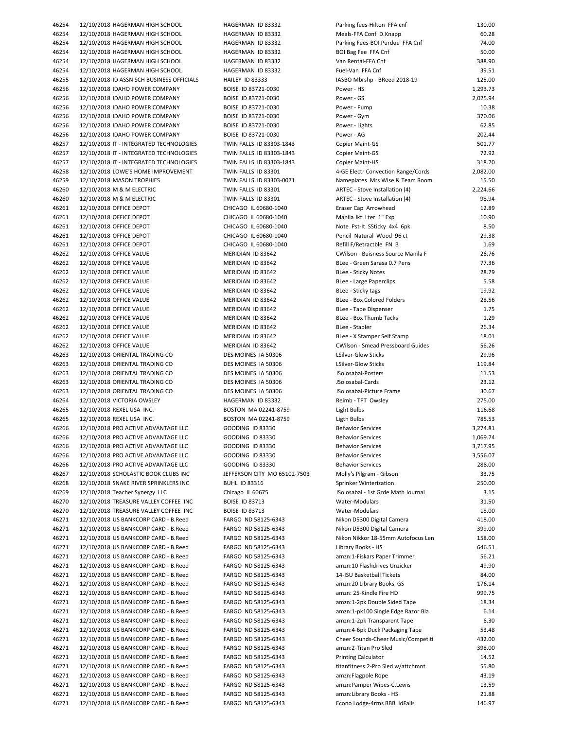| | | | | |
|---|---|---|---|---|
| 46254 | 12/10/2018 HAGERMAN HIGH SCHOOL | HAGERMAN ID 83332 | Parking fees-Hilton FFA cnf | 130.00 |
| 46254 | 12/10/2018 HAGERMAN HIGH SCHOOL | HAGERMAN ID 83332 | Meals-FFA Conf D.Knapp | 60.28 |
| 46254 | 12/10/2018 HAGERMAN HIGH SCHOOL | HAGERMAN ID 83332 | Parking Fees-BOI Purdue FFA Cnf | 74.00 |
| 46254 | 12/10/2018 HAGERMAN HIGH SCHOOL | HAGERMAN ID 83332 | BOI Bag Fee FFA Cnf | 50.00 |
| 46254 | 12/10/2018 HAGERMAN HIGH SCHOOL | HAGERMAN ID 83332 | Van Rental-FFA Cnf | 388.90 |
| 46254 | 12/10/2018 HAGERMAN HIGH SCHOOL | HAGERMAN ID 83332 | Fuel-Van FFA Cnf | 39.51 |
| 46255 | 12/10/2018 ID ASSN SCH BUSINESS OFFICIALS | HAILEY ID 83333 | IASBO Mbrshp - BReed 2018-19 | 125.00 |
| 46256 | 12/10/2018 IDAHO POWER COMPANY | BOISE ID 83721-0030 | Power - HS | 1,293.73 |
| 46256 | 12/10/2018 IDAHO POWER COMPANY | BOISE ID 83721-0030 | Power - GS | 2,025.94 |
| 46256 | 12/10/2018 IDAHO POWER COMPANY | BOISE ID 83721-0030 | Power - Pump | 10.38 |
| 46256 | 12/10/2018 IDAHO POWER COMPANY | BOISE ID 83721-0030 | Power - Gym | 370.06 |
| 46256 | 12/10/2018 IDAHO POWER COMPANY | BOISE ID 83721-0030 | Power - Lights | 62.85 |
| 46256 | 12/10/2018 IDAHO POWER COMPANY | BOISE ID 83721-0030 | Power - AG | 202.44 |
| 46257 | 12/10/2018 IT - INTEGRATED TECHNOLOGIES | TWIN FALLS ID 83303-1843 | Copier Maint-GS | 501.77 |
| 46257 | 12/10/2018 IT - INTEGRATED TECHNOLOGIES | TWIN FALLS ID 83303-1843 | Copier Maint-GS | 72.92 |
| 46257 | 12/10/2018 IT - INTEGRATED TECHNOLOGIES | TWIN FALLS ID 83303-1843 | Copier Maint-HS | 318.70 |
| 46258 | 12/10/2018 LOWE'S HOME IMPROVEMENT | TWIN FALLS ID 83301 | 4-GE Electr Convection Range/Cords | 2,082.00 |
| 46259 | 12/10/2018 MASON TROPHIES | TWIN FALLS ID 83303-0071 | Nameplates Mrs Wise & Team Room | 15.50 |
| 46260 | 12/10/2018 M & M ELECTRIC | TWIN FALLS ID 83301 | ARTEC - Stove Installation (4) | 2,224.66 |
| 46260 | 12/10/2018 M & M ELECTRIC | TWIN FALLS ID 83301 | ARTEC - Stove Installation (4) | 98.94 |
| 46261 | 12/10/2018 OFFICE DEPOT | CHICAGO IL 60680-1040 | Eraser Cap Arrowhead | 12.89 |
| 46261 | 12/10/2018 OFFICE DEPOT | CHICAGO IL 60680-1040 | Manila Jkt Lter 1" Exp | 10.90 |
| 46261 | 12/10/2018 OFFICE DEPOT | CHICAGO IL 60680-1040 | Note Pst-It SSticky 4x4 6pk | 8.50 |
| 46261 | 12/10/2018 OFFICE DEPOT | CHICAGO IL 60680-1040 | Pencil Natural Wood 96 ct | 29.38 |
| 46261 | 12/10/2018 OFFICE DEPOT | CHICAGO IL 60680-1040 | Refill F/Retractble FN B | 1.69 |
| 46262 | 12/10/2018 OFFICE VALUE | MERIDIAN ID 83642 | CWilson - Buisness Source Manila F | 26.76 |
| 46262 | 12/10/2018 OFFICE VALUE | MERIDIAN ID 83642 | BLee - Green Sarasa 0.7 Pens | 77.36 |
| 46262 | 12/10/2018 OFFICE VALUE | MERIDIAN ID 83642 | BLee - Sticky Notes | 28.79 |
| 46262 | 12/10/2018 OFFICE VALUE | MERIDIAN ID 83642 | BLee - Large Paperclips | 5.58 |
| 46262 | 12/10/2018 OFFICE VALUE | MERIDIAN ID 83642 | BLee - Sticky tags | 19.92 |
| 46262 | 12/10/2018 OFFICE VALUE | MERIDIAN ID 83642 | BLee - Box Colored Folders | 28.56 |
| 46262 | 12/10/2018 OFFICE VALUE | MERIDIAN ID 83642 | BLee - Tape Dispenser | 1.75 |
| 46262 | 12/10/2018 OFFICE VALUE | MERIDIAN ID 83642 | BLee - Box Thumb Tacks | 1.29 |
| 46262 | 12/10/2018 OFFICE VALUE | MERIDIAN ID 83642 | BLee - Stapler | 26.34 |
| 46262 | 12/10/2018 OFFICE VALUE | MERIDIAN ID 83642 | BLee - X Stamper Self Stamp | 18.01 |
| 46262 | 12/10/2018 OFFICE VALUE | MERIDIAN ID 83642 | CWilson - Smead Pressboard Guides | 56.26 |
| 46263 | 12/10/2018 ORIENTAL TRADING CO | DES MOINES IA 50306 | LSilver-Glow Sticks | 29.96 |
| 46263 | 12/10/2018 ORIENTAL TRADING CO | DES MOINES IA 50306 | LSilver-Glow Sticks | 119.84 |
| 46263 | 12/10/2018 ORIENTAL TRADING CO | DES MOINES IA 50306 | JSolosabal-Posters | 11.53 |
| 46263 | 12/10/2018 ORIENTAL TRADING CO | DES MOINES IA 50306 | JSolosabal-Cards | 23.12 |
| 46263 | 12/10/2018 ORIENTAL TRADING CO | DES MOINES IA 50306 | JSolosabal-Picture Frame | 30.67 |
| 46264 | 12/10/2018 VICTORIA OWSLEY | HAGERMAN ID 83332 | Reimb - TPT Owsley | 275.00 |
| 46265 | 12/10/2018 REXEL USA INC. | BOSTON MA 02241-8759 | Light Bulbs | 116.68 |
| 46265 | 12/10/2018 REXEL USA INC. | BOSTON MA 02241-8759 | Ligth Bulbs | 785.53 |
| 46266 | 12/10/2018 PRO ACTIVE ADVANTAGE LLC | GOODING ID 83330 | Behavior Services | 3,274.81 |
| 46266 | 12/10/2018 PRO ACTIVE ADVANTAGE LLC | GOODING ID 83330 | Behavior Services | 1,069.74 |
| 46266 | 12/10/2018 PRO ACTIVE ADVANTAGE LLC | GOODING ID 83330 | Behavior Services | 3,717.95 |
| 46266 | 12/10/2018 PRO ACTIVE ADVANTAGE LLC | GOODING ID 83330 | Behavior Services | 3,556.07 |
| 46266 | 12/10/2018 PRO ACTIVE ADVANTAGE LLC | GOODING ID 83330 | Behavior Services | 288.00 |
| 46267 | 12/10/2018 SCHOLASTIC BOOK CLUBS INC | JEFFERSON CITY MO 65102-7503 | Molly's Pilgram - Gibson | 33.75 |
| 46268 | 12/10/2018 SNAKE RIVER SPRINKLERS INC | BUHL ID 83316 | Sprinker Winterization | 250.00 |
| 46269 | 12/10/2018 Teacher Synergy LLC | Chicago IL 60675 | JSolosabal - 1st Grde Math Journal | 3.15 |
| 46270 | 12/10/2018 TREASURE VALLEY COFFEE INC | BOISE ID 83713 | Water-Modulars | 31.50 |
| 46270 | 12/10/2018 TREASURE VALLEY COFFEE INC | BOISE ID 83713 | Water-Modulars | 18.00 |
| 46271 | 12/10/2018 US BANKCORP CARD - B.Reed | FARGO ND 58125-6343 | Nikon D5300 Digital Camera | 418.00 |
| 46271 | 12/10/2018 US BANKCORP CARD - B.Reed | FARGO ND 58125-6343 | Nikon D5300 Digital Camera | 399.00 |
| 46271 | 12/10/2018 US BANKCORP CARD - B.Reed | FARGO ND 58125-6343 | Nikon Nikkor 18-55mm Autofocus Len | 158.00 |
| 46271 | 12/10/2018 US BANKCORP CARD - B.Reed | FARGO ND 58125-6343 | Library Books - HS | 646.51 |
| 46271 | 12/10/2018 US BANKCORP CARD - B.Reed | FARGO ND 58125-6343 | amzn:1-Fiskars Paper Trimmer | 56.21 |
| 46271 | 12/10/2018 US BANKCORP CARD - B.Reed | FARGO ND 58125-6343 | amzn:10 Flashdrives Unzicker | 49.90 |
| 46271 | 12/10/2018 US BANKCORP CARD - B.Reed | FARGO ND 58125-6343 | 14-ISU Basketball Tickets | 84.00 |
| 46271 | 12/10/2018 US BANKCORP CARD - B.Reed | FARGO ND 58125-6343 | amzn:20 Library Books GS | 176.14 |
| 46271 | 12/10/2018 US BANKCORP CARD - B.Reed | FARGO ND 58125-6343 | amzn: 25-Kindle Fire HD | 999.75 |
| 46271 | 12/10/2018 US BANKCORP CARD - B.Reed | FARGO ND 58125-6343 | amzn:1-2pk Double Sided Tape | 18.34 |
| 46271 | 12/10/2018 US BANKCORP CARD - B.Reed | FARGO ND 58125-6343 | amzn:1-pk100 Single Edge Razor Bla | 6.14 |
| 46271 | 12/10/2018 US BANKCORP CARD - B.Reed | FARGO ND 58125-6343 | amzn:1-2pk Transparent Tape | 6.30 |
| 46271 | 12/10/2018 US BANKCORP CARD - B.Reed | FARGO ND 58125-6343 | amzn:4-6pk Duck Packaging Tape | 53.48 |
| 46271 | 12/10/2018 US BANKCORP CARD - B.Reed | FARGO ND 58125-6343 | Cheer Sounds-Cheer Music/Competiti | 432.00 |
| 46271 | 12/10/2018 US BANKCORP CARD - B.Reed | FARGO ND 58125-6343 | amzn:2-Titan Pro Sled | 398.00 |
| 46271 | 12/10/2018 US BANKCORP CARD - B.Reed | FARGO ND 58125-6343 | Printing Calculator | 14.52 |
| 46271 | 12/10/2018 US BANKCORP CARD - B.Reed | FARGO ND 58125-6343 | titanfitness:2-Pro Sled w/attchmnt | 55.80 |
| 46271 | 12/10/2018 US BANKCORP CARD - B.Reed | FARGO ND 58125-6343 | amzn:Flagpole Rope | 43.19 |
| 46271 | 12/10/2018 US BANKCORP CARD - B.Reed | FARGO ND 58125-6343 | amzn:Pamper Wipes-C.Lewis | 13.59 |
| 46271 | 12/10/2018 US BANKCORP CARD - B.Reed | FARGO ND 58125-6343 | amzn:Library Books - HS | 21.88 |
| 46271 | 12/10/2018 US BANKCORP CARD - B.Reed | FARGO ND 58125-6343 | Econo Lodge-4rms BBB IdFalls | 146.97 |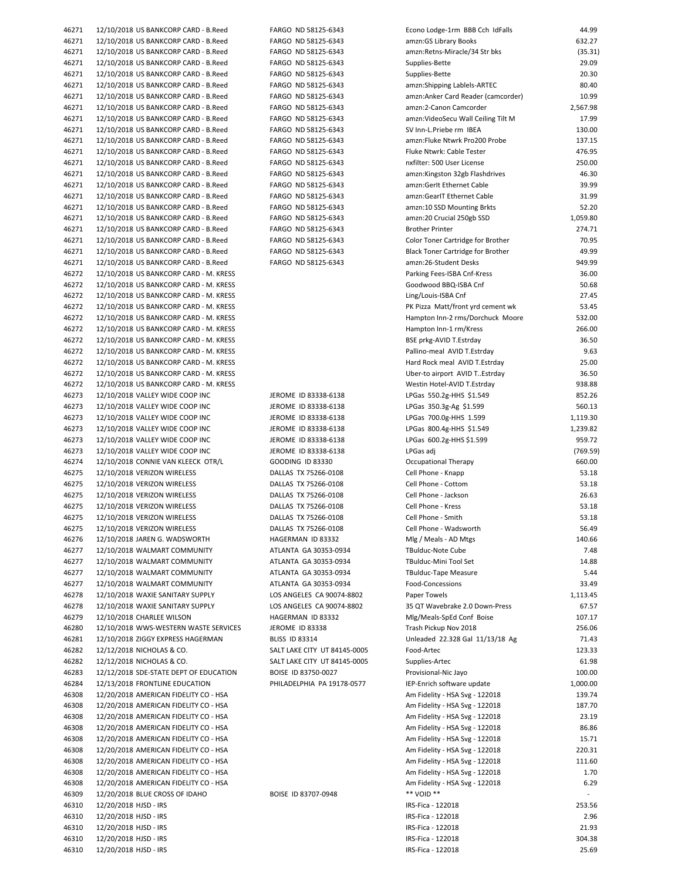| | | | | |
|---|---|---|---|---|
| 46271 | 12/10/2018 US BANKCORP CARD - B.Reed | FARGO ND 58125-6343 | Econo Lodge-1rm BBB Cch IdFalls | 44.99 |
| 46271 | 12/10/2018 US BANKCORP CARD - B.Reed | FARGO ND 58125-6343 | amzn:GS Library Books | 632.27 |
| 46271 | 12/10/2018 US BANKCORP CARD - B.Reed | FARGO ND 58125-6343 | amzn:Retns-Miracle/34 Str bks | (35.31) |
| 46271 | 12/10/2018 US BANKCORP CARD - B.Reed | FARGO ND 58125-6343 | Supplies-Bette | 29.09 |
| 46271 | 12/10/2018 US BANKCORP CARD - B.Reed | FARGO ND 58125-6343 | Supplies-Bette | 20.30 |
| 46271 | 12/10/2018 US BANKCORP CARD - B.Reed | FARGO ND 58125-6343 | amzn:Shipping Lablels-ARTEC | 80.40 |
| 46271 | 12/10/2018 US BANKCORP CARD - B.Reed | FARGO ND 58125-6343 | amzn:Anker Card Reader (camcorder) | 10.99 |
| 46271 | 12/10/2018 US BANKCORP CARD - B.Reed | FARGO ND 58125-6343 | amzn:2-Canon Camcorder | 2,567.98 |
| 46271 | 12/10/2018 US BANKCORP CARD - B.Reed | FARGO ND 58125-6343 | amzn:VideoSecu Wall Ceiling Tilt M | 17.99 |
| 46271 | 12/10/2018 US BANKCORP CARD - B.Reed | FARGO ND 58125-6343 | SV Inn-L.Priebe rm IBEA | 130.00 |
| 46271 | 12/10/2018 US BANKCORP CARD - B.Reed | FARGO ND 58125-6343 | amzn:Fluke Ntwrk Pro200 Probe | 137.15 |
| 46271 | 12/10/2018 US BANKCORP CARD - B.Reed | FARGO ND 58125-6343 | Fluke Ntwrk: Cable Tester | 476.95 |
| 46271 | 12/10/2018 US BANKCORP CARD - B.Reed | FARGO ND 58125-6343 | nxfilter: 500 User License | 250.00 |
| 46271 | 12/10/2018 US BANKCORP CARD - B.Reed | FARGO ND 58125-6343 | amzn:Kingston 32gb Flashdrives | 46.30 |
| 46271 | 12/10/2018 US BANKCORP CARD - B.Reed | FARGO ND 58125-6343 | amzn:GerIt Ethernet Cable | 39.99 |
| 46271 | 12/10/2018 US BANKCORP CARD - B.Reed | FARGO ND 58125-6343 | amzn:GearIT Ethernet Cable | 31.99 |
| 46271 | 12/10/2018 US BANKCORP CARD - B.Reed | FARGO ND 58125-6343 | amzn:10 SSD Mounting Brkts | 52.20 |
| 46271 | 12/10/2018 US BANKCORP CARD - B.Reed | FARGO ND 58125-6343 | amzn:20 Crucial 250gb SSD | 1,059.80 |
| 46271 | 12/10/2018 US BANKCORP CARD - B.Reed | FARGO ND 58125-6343 | Brother Printer | 274.71 |
| 46271 | 12/10/2018 US BANKCORP CARD - B.Reed | FARGO ND 58125-6343 | Color Toner Cartridge for Brother | 70.95 |
| 46271 | 12/10/2018 US BANKCORP CARD - B.Reed | FARGO ND 58125-6343 | Black Toner Cartridge for Brother | 49.99 |
| 46271 | 12/10/2018 US BANKCORP CARD - B.Reed | FARGO ND 58125-6343 | amzn:26-Student Desks | 949.99 |
| 46272 | 12/10/2018 US BANKCORP CARD - M. KRESS | | Parking Fees-ISBA Cnf-Kress | 36.00 |
| 46272 | 12/10/2018 US BANKCORP CARD - M. KRESS | | Goodwood BBQ-ISBA Cnf | 50.68 |
| 46272 | 12/10/2018 US BANKCORP CARD - M. KRESS | | Ling/Louis-ISBA Cnf | 27.45 |
| 46272 | 12/10/2018 US BANKCORP CARD - M. KRESS | | PK Pizza Matt/front yrd cement wk | 53.45 |
| 46272 | 12/10/2018 US BANKCORP CARD - M. KRESS | | Hampton Inn-2 rms/Dorchuck Moore | 532.00 |
| 46272 | 12/10/2018 US BANKCORP CARD - M. KRESS | | Hampton Inn-1 rm/Kress | 266.00 |
| 46272 | 12/10/2018 US BANKCORP CARD - M. KRESS | | BSE prkg-AVID T.Estrday | 36.50 |
| 46272 | 12/10/2018 US BANKCORP CARD - M. KRESS | | Pallino-meal AVID T.Estrday | 9.63 |
| 46272 | 12/10/2018 US BANKCORP CARD - M. KRESS | | Hard Rock meal AVID T.Estrday | 25.00 |
| 46272 | 12/10/2018 US BANKCORP CARD - M. KRESS | | Uber-to airport AVID T..Estrday | 36.50 |
| 46272 | 12/10/2018 US BANKCORP CARD - M. KRESS | | Westin Hotel-AVID T.Estrday | 938.88 |
| 46273 | 12/10/2018 VALLEY WIDE COOP INC | JEROME ID 83338-6138 | LPGas 550.2g-HHS $1.549 | 852.26 |
| 46273 | 12/10/2018 VALLEY WIDE COOP INC | JEROME ID 83338-6138 | LPGas 350.3g-Ag $1.599 | 560.13 |
| 46273 | 12/10/2018 VALLEY WIDE COOP INC | JEROME ID 83338-6138 | LPGas 700.0g-HHS 1.599 | 1,119.30 |
| 46273 | 12/10/2018 VALLEY WIDE COOP INC | JEROME ID 83338-6138 | LPGas 800.4g-HHS $1.549 | 1,239.82 |
| 46273 | 12/10/2018 VALLEY WIDE COOP INC | JEROME ID 83338-6138 | LPGas 600.2g-HHS $1.599 | 959.72 |
| 46273 | 12/10/2018 VALLEY WIDE COOP INC | JEROME ID 83338-6138 | LPGas adj | (769.59) |
| 46274 | 12/10/2018 CONNIE VAN KLEECK OTR/L | GOODING ID 83330 | Occupational Therapy | 660.00 |
| 46275 | 12/10/2018 VERIZON WIRELESS | DALLAS TX 75266-0108 | Cell Phone - Knapp | 53.18 |
| 46275 | 12/10/2018 VERIZON WIRELESS | DALLAS TX 75266-0108 | Cell Phone - Cottom | 53.18 |
| 46275 | 12/10/2018 VERIZON WIRELESS | DALLAS TX 75266-0108 | Cell Phone - Jackson | 26.63 |
| 46275 | 12/10/2018 VERIZON WIRELESS | DALLAS TX 75266-0108 | Cell Phone - Kress | 53.18 |
| 46275 | 12/10/2018 VERIZON WIRELESS | DALLAS TX 75266-0108 | Cell Phone - Smith | 53.18 |
| 46275 | 12/10/2018 VERIZON WIRELESS | DALLAS TX 75266-0108 | Cell Phone - Wadsworth | 56.49 |
| 46276 | 12/10/2018 JAREN G. WADSWORTH | HAGERMAN ID 83332 | Mlg / Meals - AD Mtgs | 140.66 |
| 46277 | 12/10/2018 WALMART COMMUNITY | ATLANTA GA 30353-0934 | TBulduc-Note Cube | 7.48 |
| 46277 | 12/10/2018 WALMART COMMUNITY | ATLANTA GA 30353-0934 | TBulduc-Mini Tool Set | 14.88 |
| 46277 | 12/10/2018 WALMART COMMUNITY | ATLANTA GA 30353-0934 | TBulduc-Tape Measure | 5.44 |
| 46277 | 12/10/2018 WALMART COMMUNITY | ATLANTA GA 30353-0934 | Food-Concessions | 33.49 |
| 46278 | 12/10/2018 WAXIE SANITARY SUPPLY | LOS ANGELES CA 90074-8802 | Paper Towels | 1,113.45 |
| 46278 | 12/10/2018 WAXIE SANITARY SUPPLY | LOS ANGELES CA 90074-8802 | 35 QT Wavebrake 2.0 Down-Press | 67.57 |
| 46279 | 12/10/2018 CHARLEE WILSON | HAGERMAN ID 83332 | Mlg/Meals-SpEd Conf Boise | 107.17 |
| 46280 | 12/10/2018 WWS-WESTERN WASTE SERVICES | JEROME ID 83338 | Trash Pickup Nov 2018 | 256.06 |
| 46281 | 12/10/2018 ZIGGY EXPRESS HAGERMAN | BLISS ID 83314 | Unleaded 22.328 Gal 11/13/18 Ag | 71.43 |
| 46282 | 12/12/2018 NICHOLAS & CO. | SALT LAKE CITY UT 84145-0005 | Food-Artec | 123.33 |
| 46282 | 12/12/2018 NICHOLAS & CO. | SALT LAKE CITY UT 84145-0005 | Supplies-Artec | 61.98 |
| 46283 | 12/12/2018 SDE-STATE DEPT OF EDUCATION | BOISE ID 83750-0027 | Provisional-Nic Jayo | 100.00 |
| 46284 | 12/13/2018 FRONTLINE EDUCATION | PHILADELPHIA PA 19178-0577 | IEP-Enrich software update | 1,000.00 |
| 46308 | 12/20/2018 AMERICAN FIDELITY CO - HSA | | Am Fidelity - HSA Svg - 122018 | 139.74 |
| 46308 | 12/20/2018 AMERICAN FIDELITY CO - HSA | | Am Fidelity - HSA Svg - 122018 | 187.70 |
| 46308 | 12/20/2018 AMERICAN FIDELITY CO - HSA | | Am Fidelity - HSA Svg - 122018 | 23.19 |
| 46308 | 12/20/2018 AMERICAN FIDELITY CO - HSA | | Am Fidelity - HSA Svg - 122018 | 86.86 |
| 46308 | 12/20/2018 AMERICAN FIDELITY CO - HSA | | Am Fidelity - HSA Svg - 122018 | 15.71 |
| 46308 | 12/20/2018 AMERICAN FIDELITY CO - HSA | | Am Fidelity - HSA Svg - 122018 | 220.31 |
| 46308 | 12/20/2018 AMERICAN FIDELITY CO - HSA | | Am Fidelity - HSA Svg - 122018 | 111.60 |
| 46308 | 12/20/2018 AMERICAN FIDELITY CO - HSA | | Am Fidelity - HSA Svg - 122018 | 1.70 |
| 46308 | 12/20/2018 AMERICAN FIDELITY CO - HSA | | Am Fidelity - HSA Svg - 122018 | 6.29 |
| 46309 | 12/20/2018 BLUE CROSS OF IDAHO | BOISE ID 83707-0948 | ** VOID ** | - |
| 46310 | 12/20/2018 HJSD - IRS | | IRS-Fica - 122018 | 253.56 |
| 46310 | 12/20/2018 HJSD - IRS | | IRS-Fica - 122018 | 2.96 |
| 46310 | 12/20/2018 HJSD - IRS | | IRS-Fica - 122018 | 21.93 |
| 46310 | 12/20/2018 HJSD - IRS | | IRS-Fica - 122018 | 304.38 |
| 46310 | 12/20/2018 HJSD - IRS | | IRS-Fica - 122018 | 25.69 |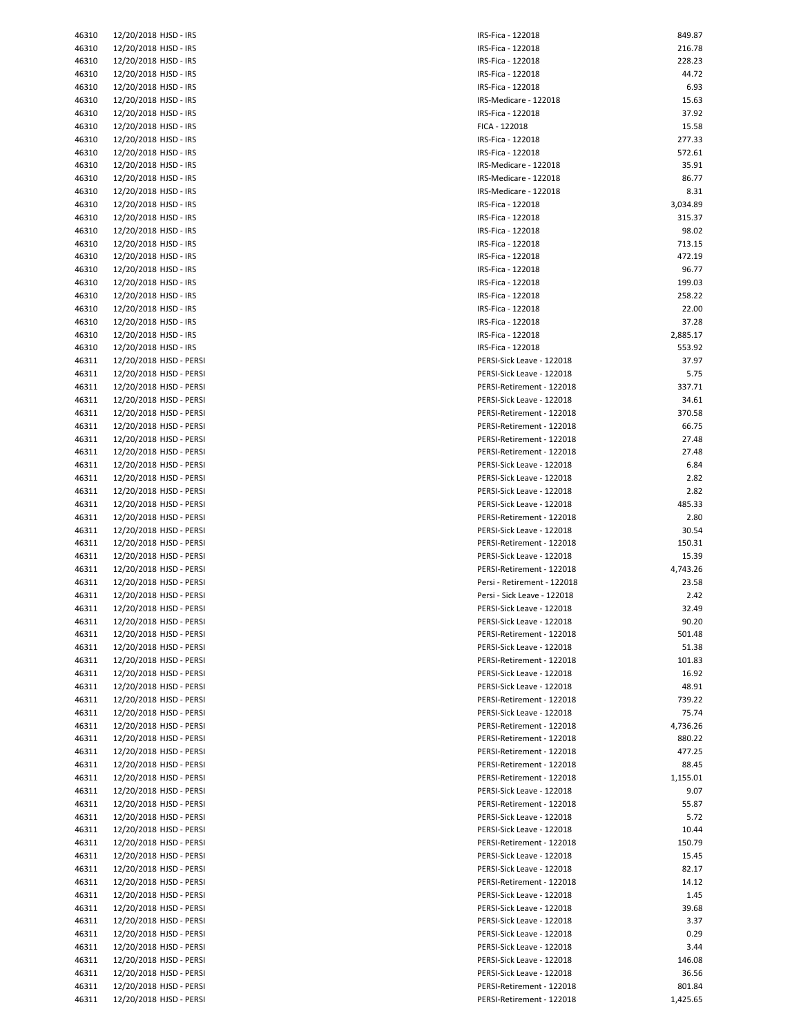| | | | | |
|---|---|---|---|---|
| 46310 | 12/20/2018 | HJSD - IRS | IRS-Fica - 122018 | 849.87 |
| 46310 | 12/20/2018 | HJSD - IRS | IRS-Fica - 122018 | 216.78 |
| 46310 | 12/20/2018 | HJSD - IRS | IRS-Fica - 122018 | 228.23 |
| 46310 | 12/20/2018 | HJSD - IRS | IRS-Fica - 122018 | 44.72 |
| 46310 | 12/20/2018 | HJSD - IRS | IRS-Fica - 122018 | 6.93 |
| 46310 | 12/20/2018 | HJSD - IRS | IRS-Medicare - 122018 | 15.63 |
| 46310 | 12/20/2018 | HJSD - IRS | IRS-Fica - 122018 | 37.92 |
| 46310 | 12/20/2018 | HJSD - IRS | FICA - 122018 | 15.58 |
| 46310 | 12/20/2018 | HJSD - IRS | IRS-Fica - 122018 | 277.33 |
| 46310 | 12/20/2018 | HJSD - IRS | IRS-Fica - 122018 | 572.61 |
| 46310 | 12/20/2018 | HJSD - IRS | IRS-Medicare - 122018 | 35.91 |
| 46310 | 12/20/2018 | HJSD - IRS | IRS-Medicare - 122018 | 86.77 |
| 46310 | 12/20/2018 | HJSD - IRS | IRS-Medicare - 122018 | 8.31 |
| 46310 | 12/20/2018 | HJSD - IRS | IRS-Fica - 122018 | 3,034.89 |
| 46310 | 12/20/2018 | HJSD - IRS | IRS-Fica - 122018 | 315.37 |
| 46310 | 12/20/2018 | HJSD - IRS | IRS-Fica - 122018 | 98.02 |
| 46310 | 12/20/2018 | HJSD - IRS | IRS-Fica - 122018 | 713.15 |
| 46310 | 12/20/2018 | HJSD - IRS | IRS-Fica - 122018 | 472.19 |
| 46310 | 12/20/2018 | HJSD - IRS | IRS-Fica - 122018 | 96.77 |
| 46310 | 12/20/2018 | HJSD - IRS | IRS-Fica - 122018 | 199.03 |
| 46310 | 12/20/2018 | HJSD - IRS | IRS-Fica - 122018 | 258.22 |
| 46310 | 12/20/2018 | HJSD - IRS | IRS-Fica - 122018 | 22.00 |
| 46310 | 12/20/2018 | HJSD - IRS | IRS-Fica - 122018 | 37.28 |
| 46310 | 12/20/2018 | HJSD - IRS | IRS-Fica - 122018 | 2,885.17 |
| 46310 | 12/20/2018 | HJSD - IRS | IRS-Fica - 122018 | 553.92 |
| 46311 | 12/20/2018 | HJSD - PERSI | PERSI-Sick Leave - 122018 | 37.97 |
| 46311 | 12/20/2018 | HJSD - PERSI | PERSI-Sick Leave - 122018 | 5.75 |
| 46311 | 12/20/2018 | HJSD - PERSI | PERSI-Retirement - 122018 | 337.71 |
| 46311 | 12/20/2018 | HJSD - PERSI | PERSI-Sick Leave - 122018 | 34.61 |
| 46311 | 12/20/2018 | HJSD - PERSI | PERSI-Retirement - 122018 | 370.58 |
| 46311 | 12/20/2018 | HJSD - PERSI | PERSI-Retirement - 122018 | 66.75 |
| 46311 | 12/20/2018 | HJSD - PERSI | PERSI-Retirement - 122018 | 27.48 |
| 46311 | 12/20/2018 | HJSD - PERSI | PERSI-Retirement - 122018 | 27.48 |
| 46311 | 12/20/2018 | HJSD - PERSI | PERSI-Sick Leave - 122018 | 6.84 |
| 46311 | 12/20/2018 | HJSD - PERSI | PERSI-Sick Leave - 122018 | 2.82 |
| 46311 | 12/20/2018 | HJSD - PERSI | PERSI-Sick Leave - 122018 | 2.82 |
| 46311 | 12/20/2018 | HJSD - PERSI | PERSI-Sick Leave - 122018 | 485.33 |
| 46311 | 12/20/2018 | HJSD - PERSI | PERSI-Retirement - 122018 | 2.80 |
| 46311 | 12/20/2018 | HJSD - PERSI | PERSI-Sick Leave - 122018 | 30.54 |
| 46311 | 12/20/2018 | HJSD - PERSI | PERSI-Retirement - 122018 | 150.31 |
| 46311 | 12/20/2018 | HJSD - PERSI | PERSI-Sick Leave - 122018 | 15.39 |
| 46311 | 12/20/2018 | HJSD - PERSI | PERSI-Retirement - 122018 | 4,743.26 |
| 46311 | 12/20/2018 | HJSD - PERSI | Persi - Retirement - 122018 | 23.58 |
| 46311 | 12/20/2018 | HJSD - PERSI | Persi - Sick Leave - 122018 | 2.42 |
| 46311 | 12/20/2018 | HJSD - PERSI | PERSI-Sick Leave - 122018 | 32.49 |
| 46311 | 12/20/2018 | HJSD - PERSI | PERSI-Sick Leave - 122018 | 90.20 |
| 46311 | 12/20/2018 | HJSD - PERSI | PERSI-Retirement - 122018 | 501.48 |
| 46311 | 12/20/2018 | HJSD - PERSI | PERSI-Sick Leave - 122018 | 51.38 |
| 46311 | 12/20/2018 | HJSD - PERSI | PERSI-Retirement - 122018 | 101.83 |
| 46311 | 12/20/2018 | HJSD - PERSI | PERSI-Sick Leave - 122018 | 16.92 |
| 46311 | 12/20/2018 | HJSD - PERSI | PERSI-Sick Leave - 122018 | 48.91 |
| 46311 | 12/20/2018 | HJSD - PERSI | PERSI-Retirement - 122018 | 739.22 |
| 46311 | 12/20/2018 | HJSD - PERSI | PERSI-Sick Leave - 122018 | 75.74 |
| 46311 | 12/20/2018 | HJSD - PERSI | PERSI-Retirement - 122018 | 4,736.26 |
| 46311 | 12/20/2018 | HJSD - PERSI | PERSI-Retirement - 122018 | 880.22 |
| 46311 | 12/20/2018 | HJSD - PERSI | PERSI-Retirement - 122018 | 477.25 |
| 46311 | 12/20/2018 | HJSD - PERSI | PERSI-Retirement - 122018 | 88.45 |
| 46311 | 12/20/2018 | HJSD - PERSI | PERSI-Retirement - 122018 | 1,155.01 |
| 46311 | 12/20/2018 | HJSD - PERSI | PERSI-Sick Leave - 122018 | 9.07 |
| 46311 | 12/20/2018 | HJSD - PERSI | PERSI-Retirement - 122018 | 55.87 |
| 46311 | 12/20/2018 | HJSD - PERSI | PERSI-Sick Leave - 122018 | 5.72 |
| 46311 | 12/20/2018 | HJSD - PERSI | PERSI-Sick Leave - 122018 | 10.44 |
| 46311 | 12/20/2018 | HJSD - PERSI | PERSI-Retirement - 122018 | 150.79 |
| 46311 | 12/20/2018 | HJSD - PERSI | PERSI-Sick Leave - 122018 | 15.45 |
| 46311 | 12/20/2018 | HJSD - PERSI | PERSI-Sick Leave - 122018 | 82.17 |
| 46311 | 12/20/2018 | HJSD - PERSI | PERSI-Retirement - 122018 | 14.12 |
| 46311 | 12/20/2018 | HJSD - PERSI | PERSI-Sick Leave - 122018 | 1.45 |
| 46311 | 12/20/2018 | HJSD - PERSI | PERSI-Sick Leave - 122018 | 39.68 |
| 46311 | 12/20/2018 | HJSD - PERSI | PERSI-Sick Leave - 122018 | 3.37 |
| 46311 | 12/20/2018 | HJSD - PERSI | PERSI-Sick Leave - 122018 | 0.29 |
| 46311 | 12/20/2018 | HJSD - PERSI | PERSI-Sick Leave - 122018 | 3.44 |
| 46311 | 12/20/2018 | HJSD - PERSI | PERSI-Sick Leave - 122018 | 146.08 |
| 46311 | 12/20/2018 | HJSD - PERSI | PERSI-Sick Leave - 122018 | 36.56 |
| 46311 | 12/20/2018 | HJSD - PERSI | PERSI-Retirement - 122018 | 801.84 |
| 46311 | 12/20/2018 | HJSD - PERSI | PERSI-Retirement - 122018 | 1,425.65 |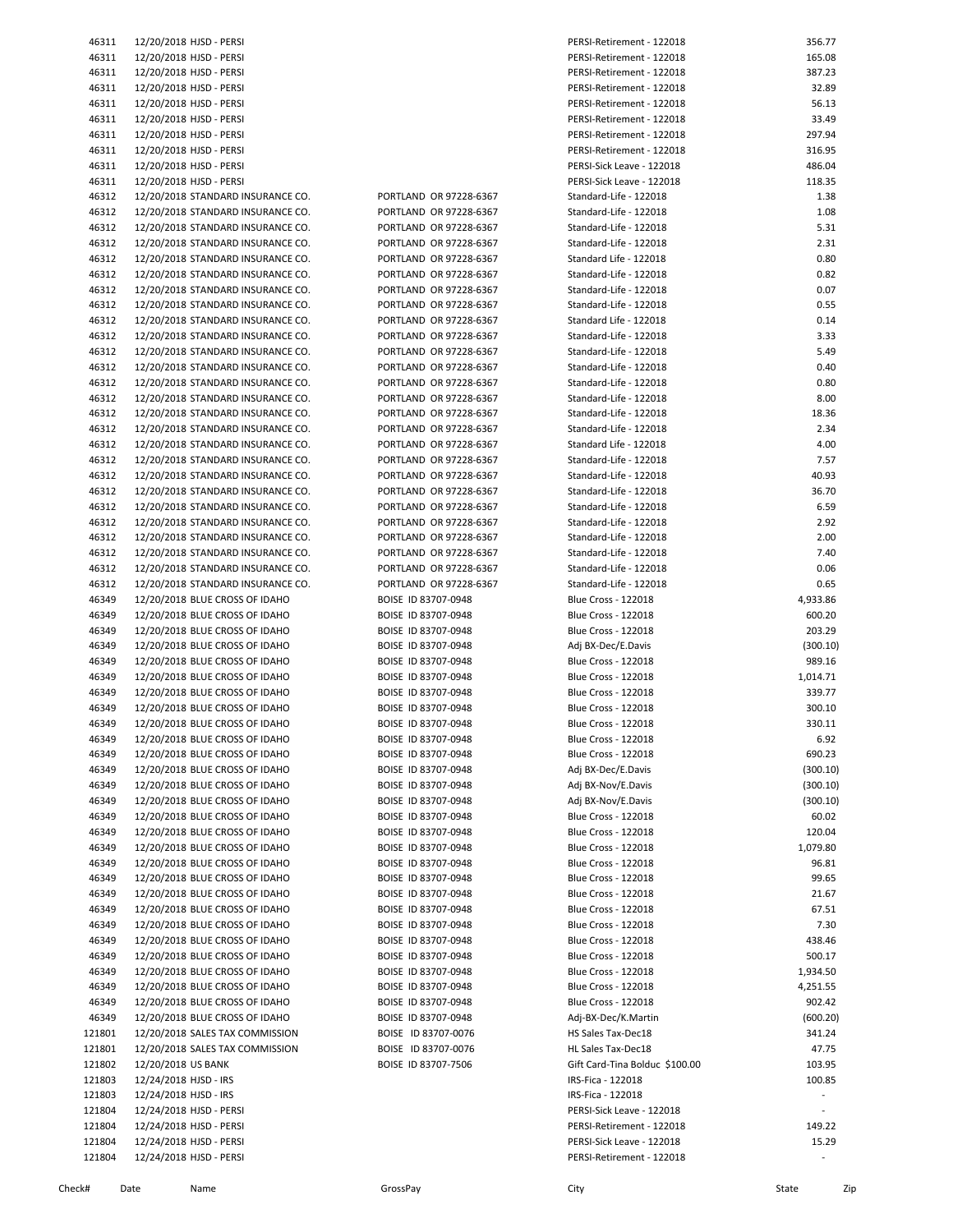| Check# | Date | Name | GrossPay | City | State | Zip |
|---|---|---|---|---|---|---|
| 46311 | 12/20/2018 | HJSD - PERSI | | PERSI-Retirement - 122018 | 356.77 | |
| 46311 | 12/20/2018 | HJSD - PERSI | | PERSI-Retirement - 122018 | 165.08 | |
| 46311 | 12/20/2018 | HJSD - PERSI | | PERSI-Retirement - 122018 | 387.23 | |
| 46311 | 12/20/2018 | HJSD - PERSI | | PERSI-Retirement - 122018 | 32.89 | |
| 46311 | 12/20/2018 | HJSD - PERSI | | PERSI-Retirement - 122018 | 56.13 | |
| 46311 | 12/20/2018 | HJSD - PERSI | | PERSI-Retirement - 122018 | 33.49 | |
| 46311 | 12/20/2018 | HJSD - PERSI | | PERSI-Retirement - 122018 | 297.94 | |
| 46311 | 12/20/2018 | HJSD - PERSI | | PERSI-Retirement - 122018 | 316.95 | |
| 46311 | 12/20/2018 | HJSD - PERSI | | PERSI-Sick Leave - 122018 | 486.04 | |
| 46311 | 12/20/2018 | HJSD - PERSI | | PERSI-Sick Leave - 122018 | 118.35 | |
| 46312 | 12/20/2018 | STANDARD INSURANCE CO. | PORTLAND OR 97228-6367 | Standard-Life - 122018 | 1.38 | |
| 46312 | 12/20/2018 | STANDARD INSURANCE CO. | PORTLAND OR 97228-6367 | Standard-Life - 122018 | 1.08 | |
| 46312 | 12/20/2018 | STANDARD INSURANCE CO. | PORTLAND OR 97228-6367 | Standard-Life - 122018 | 5.31 | |
| 46312 | 12/20/2018 | STANDARD INSURANCE CO. | PORTLAND OR 97228-6367 | Standard-Life - 122018 | 2.31 | |
| 46312 | 12/20/2018 | STANDARD INSURANCE CO. | PORTLAND OR 97228-6367 | Standard Life - 122018 | 0.80 | |
| 46312 | 12/20/2018 | STANDARD INSURANCE CO. | PORTLAND OR 97228-6367 | Standard-Life - 122018 | 0.82 | |
| 46312 | 12/20/2018 | STANDARD INSURANCE CO. | PORTLAND OR 97228-6367 | Standard-Life - 122018 | 0.07 | |
| 46312 | 12/20/2018 | STANDARD INSURANCE CO. | PORTLAND OR 97228-6367 | Standard-Life - 122018 | 0.55 | |
| 46312 | 12/20/2018 | STANDARD INSURANCE CO. | PORTLAND OR 97228-6367 | Standard Life - 122018 | 0.14 | |
| 46312 | 12/20/2018 | STANDARD INSURANCE CO. | PORTLAND OR 97228-6367 | Standard-Life - 122018 | 3.33 | |
| 46312 | 12/20/2018 | STANDARD INSURANCE CO. | PORTLAND OR 97228-6367 | Standard-Life - 122018 | 5.49 | |
| 46312 | 12/20/2018 | STANDARD INSURANCE CO. | PORTLAND OR 97228-6367 | Standard-Life - 122018 | 0.40 | |
| 46312 | 12/20/2018 | STANDARD INSURANCE CO. | PORTLAND OR 97228-6367 | Standard-Life - 122018 | 0.80 | |
| 46312 | 12/20/2018 | STANDARD INSURANCE CO. | PORTLAND OR 97228-6367 | Standard-Life - 122018 | 8.00 | |
| 46312 | 12/20/2018 | STANDARD INSURANCE CO. | PORTLAND OR 97228-6367 | Standard-Life - 122018 | 18.36 | |
| 46312 | 12/20/2018 | STANDARD INSURANCE CO. | PORTLAND OR 97228-6367 | Standard-Life - 122018 | 2.34 | |
| 46312 | 12/20/2018 | STANDARD INSURANCE CO. | PORTLAND OR 97228-6367 | Standard Life - 122018 | 4.00 | |
| 46312 | 12/20/2018 | STANDARD INSURANCE CO. | PORTLAND OR 97228-6367 | Standard-Life - 122018 | 7.57 | |
| 46312 | 12/20/2018 | STANDARD INSURANCE CO. | PORTLAND OR 97228-6367 | Standard-Life - 122018 | 40.93 | |
| 46312 | 12/20/2018 | STANDARD INSURANCE CO. | PORTLAND OR 97228-6367 | Standard-Life - 122018 | 36.70 | |
| 46312 | 12/20/2018 | STANDARD INSURANCE CO. | PORTLAND OR 97228-6367 | Standard-Life - 122018 | 6.59 | |
| 46312 | 12/20/2018 | STANDARD INSURANCE CO. | PORTLAND OR 97228-6367 | Standard-Life - 122018 | 2.92 | |
| 46312 | 12/20/2018 | STANDARD INSURANCE CO. | PORTLAND OR 97228-6367 | Standard-Life - 122018 | 2.00 | |
| 46312 | 12/20/2018 | STANDARD INSURANCE CO. | PORTLAND OR 97228-6367 | Standard-Life - 122018 | 7.40 | |
| 46312 | 12/20/2018 | STANDARD INSURANCE CO. | PORTLAND OR 97228-6367 | Standard-Life - 122018 | 0.06 | |
| 46312 | 12/20/2018 | STANDARD INSURANCE CO. | PORTLAND OR 97228-6367 | Standard-Life - 122018 | 0.65 | |
| 46349 | 12/20/2018 | BLUE CROSS OF IDAHO | BOISE ID 83707-0948 | Blue Cross - 122018 | 4,933.86 | |
| 46349 | 12/20/2018 | BLUE CROSS OF IDAHO | BOISE ID 83707-0948 | Blue Cross - 122018 | 600.20 | |
| 46349 | 12/20/2018 | BLUE CROSS OF IDAHO | BOISE ID 83707-0948 | Blue Cross - 122018 | 203.29 | |
| 46349 | 12/20/2018 | BLUE CROSS OF IDAHO | BOISE ID 83707-0948 | Adj BX-Dec/E.Davis | (300.10) | |
| 46349 | 12/20/2018 | BLUE CROSS OF IDAHO | BOISE ID 83707-0948 | Blue Cross - 122018 | 989.16 | |
| 46349 | 12/20/2018 | BLUE CROSS OF IDAHO | BOISE ID 83707-0948 | Blue Cross - 122018 | 1,014.71 | |
| 46349 | 12/20/2018 | BLUE CROSS OF IDAHO | BOISE ID 83707-0948 | Blue Cross - 122018 | 339.77 | |
| 46349 | 12/20/2018 | BLUE CROSS OF IDAHO | BOISE ID 83707-0948 | Blue Cross - 122018 | 300.10 | |
| 46349 | 12/20/2018 | BLUE CROSS OF IDAHO | BOISE ID 83707-0948 | Blue Cross - 122018 | 330.11 | |
| 46349 | 12/20/2018 | BLUE CROSS OF IDAHO | BOISE ID 83707-0948 | Blue Cross - 122018 | 6.92 | |
| 46349 | 12/20/2018 | BLUE CROSS OF IDAHO | BOISE ID 83707-0948 | Blue Cross - 122018 | 690.23 | |
| 46349 | 12/20/2018 | BLUE CROSS OF IDAHO | BOISE ID 83707-0948 | Adj BX-Dec/E.Davis | (300.10) | |
| 46349 | 12/20/2018 | BLUE CROSS OF IDAHO | BOISE ID 83707-0948 | Adj BX-Nov/E.Davis | (300.10) | |
| 46349 | 12/20/2018 | BLUE CROSS OF IDAHO | BOISE ID 83707-0948 | Adj BX-Nov/E.Davis | (300.10) | |
| 46349 | 12/20/2018 | BLUE CROSS OF IDAHO | BOISE ID 83707-0948 | Blue Cross - 122018 | 60.02 | |
| 46349 | 12/20/2018 | BLUE CROSS OF IDAHO | BOISE ID 83707-0948 | Blue Cross - 122018 | 120.04 | |
| 46349 | 12/20/2018 | BLUE CROSS OF IDAHO | BOISE ID 83707-0948 | Blue Cross - 122018 | 1,079.80 | |
| 46349 | 12/20/2018 | BLUE CROSS OF IDAHO | BOISE ID 83707-0948 | Blue Cross - 122018 | 96.81 | |
| 46349 | 12/20/2018 | BLUE CROSS OF IDAHO | BOISE ID 83707-0948 | Blue Cross - 122018 | 99.65 | |
| 46349 | 12/20/2018 | BLUE CROSS OF IDAHO | BOISE ID 83707-0948 | Blue Cross - 122018 | 21.67 | |
| 46349 | 12/20/2018 | BLUE CROSS OF IDAHO | BOISE ID 83707-0948 | Blue Cross - 122018 | 67.51 | |
| 46349 | 12/20/2018 | BLUE CROSS OF IDAHO | BOISE ID 83707-0948 | Blue Cross - 122018 | 7.30 | |
| 46349 | 12/20/2018 | BLUE CROSS OF IDAHO | BOISE ID 83707-0948 | Blue Cross - 122018 | 438.46 | |
| 46349 | 12/20/2018 | BLUE CROSS OF IDAHO | BOISE ID 83707-0948 | Blue Cross - 122018 | 500.17 | |
| 46349 | 12/20/2018 | BLUE CROSS OF IDAHO | BOISE ID 83707-0948 | Blue Cross - 122018 | 1,934.50 | |
| 46349 | 12/20/2018 | BLUE CROSS OF IDAHO | BOISE ID 83707-0948 | Blue Cross - 122018 | 4,251.55 | |
| 46349 | 12/20/2018 | BLUE CROSS OF IDAHO | BOISE ID 83707-0948 | Blue Cross - 122018 | 902.42 | |
| 46349 | 12/20/2018 | BLUE CROSS OF IDAHO | BOISE ID 83707-0948 | Adj-BX-Dec/K.Martin | (600.20) | |
| 121801 | 12/20/2018 | SALES TAX COMMISSION | BOISE ID 83707-0076 | HS Sales Tax-Dec18 | 341.24 | |
| 121801 | 12/20/2018 | SALES TAX COMMISSION | BOISE ID 83707-0076 | HL Sales Tax-Dec18 | 47.75 | |
| 121802 | 12/20/2018 | US BANK | BOISE ID 83707-7506 | Gift Card-Tina Bolduc $100.00 | 103.95 | |
| 121803 | 12/24/2018 | HJSD - IRS | | IRS-Fica - 122018 | 100.85 | |
| 121803 | 12/24/2018 | HJSD - IRS | | IRS-Fica - 122018 | - | |
| 121804 | 12/24/2018 | HJSD - PERSI | | PERSI-Sick Leave - 122018 | - | |
| 121804 | 12/24/2018 | HJSD - PERSI | | PERSI-Retirement - 122018 | 149.22 | |
| 121804 | 12/24/2018 | HJSD - PERSI | | PERSI-Sick Leave - 122018 | 15.29 | |
| 121804 | 12/24/2018 | HJSD - PERSI | | PERSI-Retirement - 122018 | - | |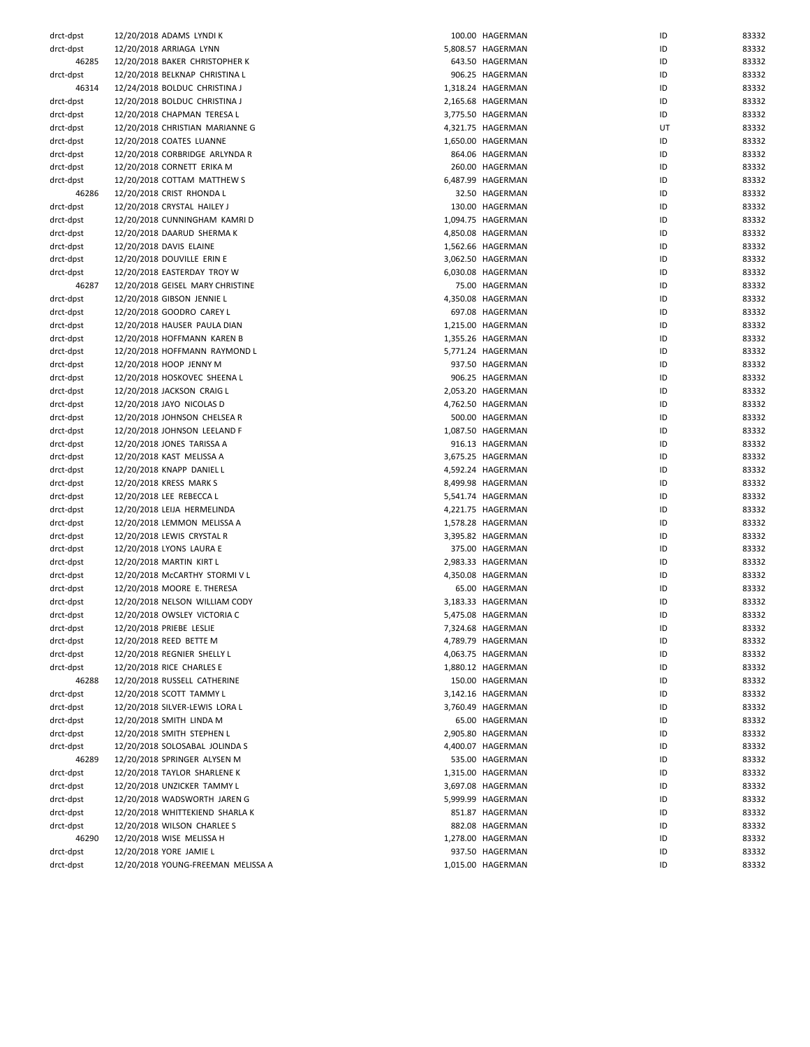| | | | | | | |
|---|---|---|---|---|---|---|
| drct-dpst | 12/20/2018 | ADAMS LYNDI K | 100.00 | HAGERMAN | ID | 83332 |
| drct-dpst | 12/20/2018 | ARRIAGA LYNN | 5,808.57 | HAGERMAN | ID | 83332 |
| 46285 | 12/20/2018 | BAKER CHRISTOPHER K | 643.50 | HAGERMAN | ID | 83332 |
| drct-dpst | 12/20/2018 | BELKNAP CHRISTINA L | 906.25 | HAGERMAN | ID | 83332 |
| 46314 | 12/24/2018 | BOLDUC CHRISTINA J | 1,318.24 | HAGERMAN | ID | 83332 |
| drct-dpst | 12/20/2018 | BOLDUC CHRISTINA J | 2,165.68 | HAGERMAN | ID | 83332 |
| drct-dpst | 12/20/2018 | CHAPMAN TERESA L | 3,775.50 | HAGERMAN | ID | 83332 |
| drct-dpst | 12/20/2018 | CHRISTIAN MARIANNE G | 4,321.75 | HAGERMAN | UT | 83332 |
| drct-dpst | 12/20/2018 | COATES LUANNE | 1,650.00 | HAGERMAN | ID | 83332 |
| drct-dpst | 12/20/2018 | CORBRIDGE ARLYNDA R | 864.06 | HAGERMAN | ID | 83332 |
| drct-dpst | 12/20/2018 | CORNETT ERIKA M | 260.00 | HAGERMAN | ID | 83332 |
| drct-dpst | 12/20/2018 | COTTAM MATTHEW S | 6,487.99 | HAGERMAN | ID | 83332 |
| 46286 | 12/20/2018 | CRIST RHONDA L | 32.50 | HAGERMAN | ID | 83332 |
| drct-dpst | 12/20/2018 | CRYSTAL HAILEY J | 130.00 | HAGERMAN | ID | 83332 |
| drct-dpst | 12/20/2018 | CUNNINGHAM KAMRI D | 1,094.75 | HAGERMAN | ID | 83332 |
| drct-dpst | 12/20/2018 | DAARUD SHERMA K | 4,850.08 | HAGERMAN | ID | 83332 |
| drct-dpst | 12/20/2018 | DAVIS ELAINE | 1,562.66 | HAGERMAN | ID | 83332 |
| drct-dpst | 12/20/2018 | DOUVILLE ERIN E | 3,062.50 | HAGERMAN | ID | 83332 |
| drct-dpst | 12/20/2018 | EASTERDAY TROY W | 6,030.08 | HAGERMAN | ID | 83332 |
| 46287 | 12/20/2018 | GEISEL MARY CHRISTINE | 75.00 | HAGERMAN | ID | 83332 |
| drct-dpst | 12/20/2018 | GIBSON JENNIE L | 4,350.08 | HAGERMAN | ID | 83332 |
| drct-dpst | 12/20/2018 | GOODRO CAREY L | 697.08 | HAGERMAN | ID | 83332 |
| drct-dpst | 12/20/2018 | HAUSER PAULA DIAN | 1,215.00 | HAGERMAN | ID | 83332 |
| drct-dpst | 12/20/2018 | HOFFMANN KAREN B | 1,355.26 | HAGERMAN | ID | 83332 |
| drct-dpst | 12/20/2018 | HOFFMANN RAYMOND L | 5,771.24 | HAGERMAN | ID | 83332 |
| drct-dpst | 12/20/2018 | HOOP JENNY M | 937.50 | HAGERMAN | ID | 83332 |
| drct-dpst | 12/20/2018 | HOSKOVEC SHEENA L | 906.25 | HAGERMAN | ID | 83332 |
| drct-dpst | 12/20/2018 | JACKSON CRAIG L | 2,053.20 | HAGERMAN | ID | 83332 |
| drct-dpst | 12/20/2018 | JAYO NICOLAS D | 4,762.50 | HAGERMAN | ID | 83332 |
| drct-dpst | 12/20/2018 | JOHNSON CHELSEA R | 500.00 | HAGERMAN | ID | 83332 |
| drct-dpst | 12/20/2018 | JOHNSON LEELAND F | 1,087.50 | HAGERMAN | ID | 83332 |
| drct-dpst | 12/20/2018 | JONES TARISSA A | 916.13 | HAGERMAN | ID | 83332 |
| drct-dpst | 12/20/2018 | KAST MELISSA A | 3,675.25 | HAGERMAN | ID | 83332 |
| drct-dpst | 12/20/2018 | KNAPP DANIEL L | 4,592.24 | HAGERMAN | ID | 83332 |
| drct-dpst | 12/20/2018 | KRESS MARK S | 8,499.98 | HAGERMAN | ID | 83332 |
| drct-dpst | 12/20/2018 | LEE REBECCA L | 5,541.74 | HAGERMAN | ID | 83332 |
| drct-dpst | 12/20/2018 | LEIJA HERMELINDA | 4,221.75 | HAGERMAN | ID | 83332 |
| drct-dpst | 12/20/2018 | LEMMON MELISSA A | 1,578.28 | HAGERMAN | ID | 83332 |
| drct-dpst | 12/20/2018 | LEWIS CRYSTAL R | 3,395.82 | HAGERMAN | ID | 83332 |
| drct-dpst | 12/20/2018 | LYONS LAURA E | 375.00 | HAGERMAN | ID | 83332 |
| drct-dpst | 12/20/2018 | MARTIN KIRT L | 2,983.33 | HAGERMAN | ID | 83332 |
| drct-dpst | 12/20/2018 | McCARTHY STORMI V L | 4,350.08 | HAGERMAN | ID | 83332 |
| drct-dpst | 12/20/2018 | MOORE E. THERESA | 65.00 | HAGERMAN | ID | 83332 |
| drct-dpst | 12/20/2018 | NELSON WILLIAM CODY | 3,183.33 | HAGERMAN | ID | 83332 |
| drct-dpst | 12/20/2018 | OWSLEY VICTORIA C | 5,475.08 | HAGERMAN | ID | 83332 |
| drct-dpst | 12/20/2018 | PRIEBE LESLIE | 7,324.68 | HAGERMAN | ID | 83332 |
| drct-dpst | 12/20/2018 | REED BETTE M | 4,789.79 | HAGERMAN | ID | 83332 |
| drct-dpst | 12/20/2018 | REGNIER SHELLY L | 4,063.75 | HAGERMAN | ID | 83332 |
| drct-dpst | 12/20/2018 | RICE CHARLES E | 1,880.12 | HAGERMAN | ID | 83332 |
| 46288 | 12/20/2018 | RUSSELL CATHERINE | 150.00 | HAGERMAN | ID | 83332 |
| drct-dpst | 12/20/2018 | SCOTT TAMMY L | 3,142.16 | HAGERMAN | ID | 83332 |
| drct-dpst | 12/20/2018 | SILVER-LEWIS LORA L | 3,760.49 | HAGERMAN | ID | 83332 |
| drct-dpst | 12/20/2018 | SMITH LINDA M | 65.00 | HAGERMAN | ID | 83332 |
| drct-dpst | 12/20/2018 | SMITH STEPHEN L | 2,905.80 | HAGERMAN | ID | 83332 |
| drct-dpst | 12/20/2018 | SOLOSABAL JOLINDA S | 4,400.07 | HAGERMAN | ID | 83332 |
| 46289 | 12/20/2018 | SPRINGER ALYSEN M | 535.00 | HAGERMAN | ID | 83332 |
| drct-dpst | 12/20/2018 | TAYLOR SHARLENE K | 1,315.00 | HAGERMAN | ID | 83332 |
| drct-dpst | 12/20/2018 | UNZICKER TAMMY L | 3,697.08 | HAGERMAN | ID | 83332 |
| drct-dpst | 12/20/2018 | WADSWORTH JAREN G | 5,999.99 | HAGERMAN | ID | 83332 |
| drct-dpst | 12/20/2018 | WHITTEKIEND SHARLA K | 851.87 | HAGERMAN | ID | 83332 |
| drct-dpst | 12/20/2018 | WILSON CHARLEE S | 882.08 | HAGERMAN | ID | 83332 |
| 46290 | 12/20/2018 | WISE MELISSA H | 1,278.00 | HAGERMAN | ID | 83332 |
| drct-dpst | 12/20/2018 | YORE JAMIE L | 937.50 | HAGERMAN | ID | 83332 |
| drct-dpst | 12/20/2018 | YOUNG-FREEMAN MELISSA A | 1,015.00 | HAGERMAN | ID | 83332 |